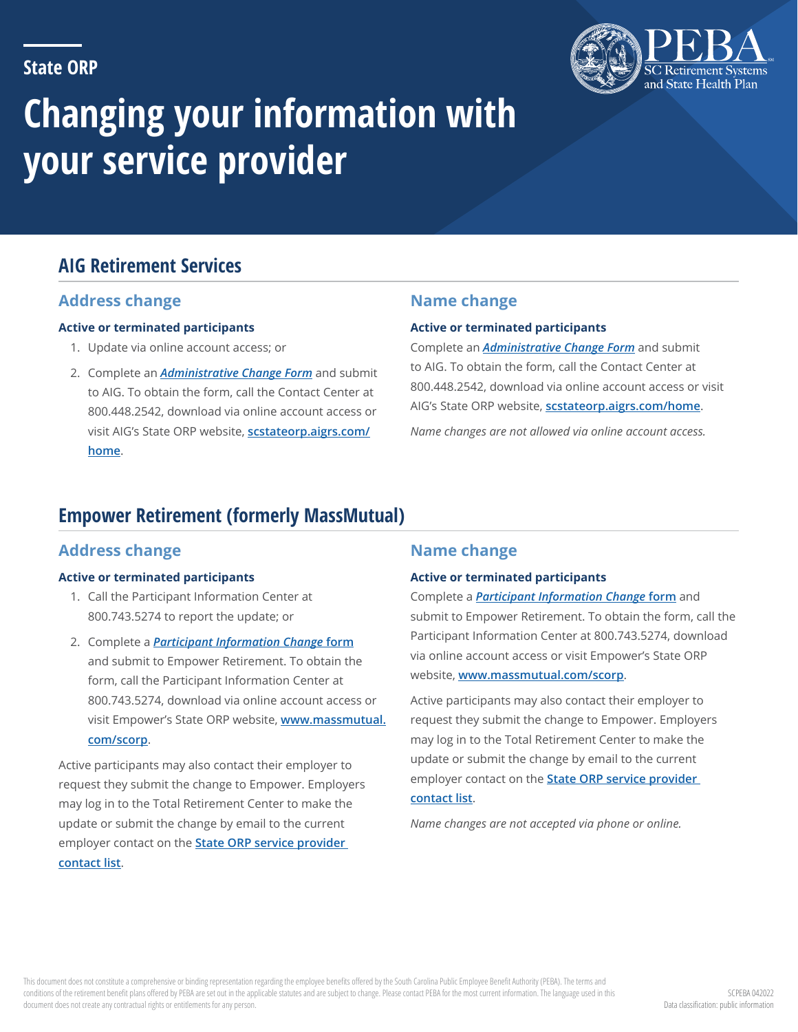State ORP

# Changing your information with your service provider

## AIG Retirement Services

### Address change

**Active or terminated participants**

1. Update via online account access; or
2. Complete an ***Administrative Change Form*** and submit to AIG. To obtain the form, call the Contact Center at 800.448.2542, download via online account access or visit AIG's State ORP website, **scstateorp.aigrs.com/home**.

### Name change

**Active or terminated participants**

Complete an ***Administrative Change Form*** and submit to AIG. To obtain the form, call the Contact Center at 800.448.2542, download via online account access or visit AIG's State ORP website, **scstateorp.aigrs.com/home**.

*Name changes are not allowed via online account access.*

## Empower Retirement (formerly MassMutual)

### Address change

**Active or terminated participants**

1. Call the Participant Information Center at 800.743.5274 to report the update; or
2. Complete a ***Participant Information Change* form** and submit to Empower Retirement. To obtain the form, call the Participant Information Center at 800.743.5274, download via online account access or visit Empower's State ORP website, **www.massmutual.com/scorp**.

Active participants may also contact their employer to request they submit the change to Empower. Employers may log in to the Total Retirement Center to make the update or submit the change by email to the current employer contact on the **State ORP service provider contact list**.

### Name change

**Active or terminated participants**

Complete a ***Participant Information Change* form** and submit to Empower Retirement. To obtain the form, call the Participant Information Center at 800.743.5274, download via online account access or visit Empower's State ORP website, **www.massmutual.com/scorp**.

Active participants may also contact their employer to request they submit the change to Empower. Employers may log in to the Total Retirement Center to make the update or submit the change by email to the current employer contact on the **State ORP service provider contact list**.

*Name changes are not accepted via phone or online.*

This document does not constitute a comprehensive or binding representation regarding the employee benefits offered by the South Carolina Public Employee Benefit Authority (PEBA). The terms and conditions of the retirement benefit plans offered by PEBA are set out in the applicable statutes and are subject to change. Please contact PEBA for the most current information. The language used in this document does not create any contractual rights or entitlements for any person.

SCPEBA 042022

Data classification: public information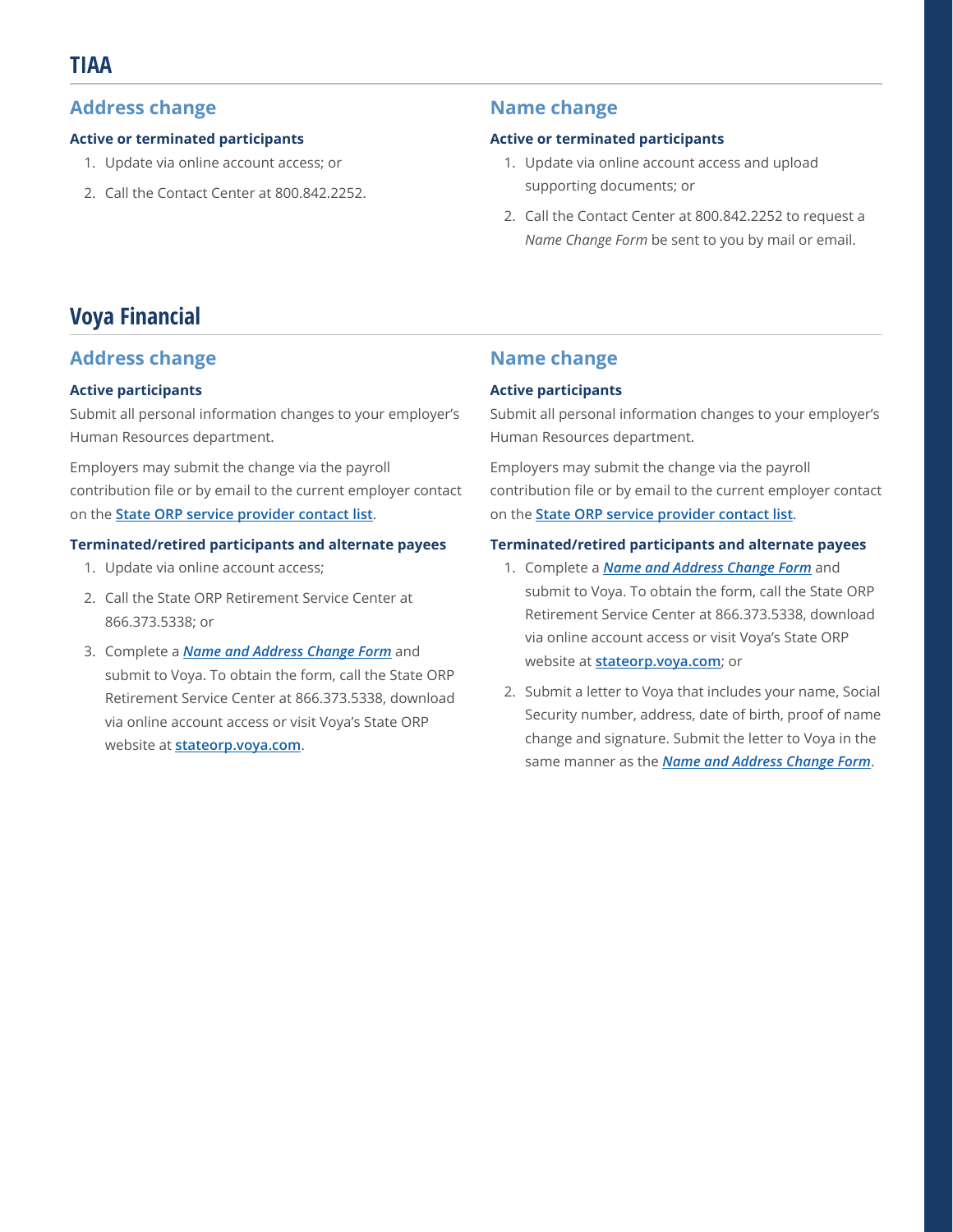## TIAA

### Address change

**Active or terminated participants**

1. Update via online account access; or
2. Call the Contact Center at 800.842.2252.

### Name change

**Active or terminated participants**

1. Update via online account access and upload supporting documents; or
2. Call the Contact Center at 800.842.2252 to request a *Name Change Form* be sent to you by mail or email.

## Voya Financial

### Address change

**Active participants**

Submit all personal information changes to your employer's Human Resources department.

Employers may submit the change via the payroll contribution file or by email to the current employer contact on the **State ORP service provider contact list**.

**Terminated/retired participants and alternate payees**

1. Update via online account access;
2. Call the State ORP Retirement Service Center at 866.373.5338; or
3. Complete a ***Name and Address Change Form*** and submit to Voya. To obtain the form, call the State ORP Retirement Service Center at 866.373.5338, download via online account access or visit Voya's State ORP website at **stateorp.voya.com**.

### Name change

**Active participants**

Submit all personal information changes to your employer's Human Resources department.

Employers may submit the change via the payroll contribution file or by email to the current employer contact on the **State ORP service provider contact list**.

**Terminated/retired participants and alternate payees**

1. Complete a ***Name and Address Change Form*** and submit to Voya. To obtain the form, call the State ORP Retirement Service Center at 866.373.5338, download via online account access or visit Voya's State ORP website at **stateorp.voya.com**; or
2. Submit a letter to Voya that includes your name, Social Security number, address, date of birth, proof of name change and signature. Submit the letter to Voya in the same manner as the ***Name and Address Change Form***.